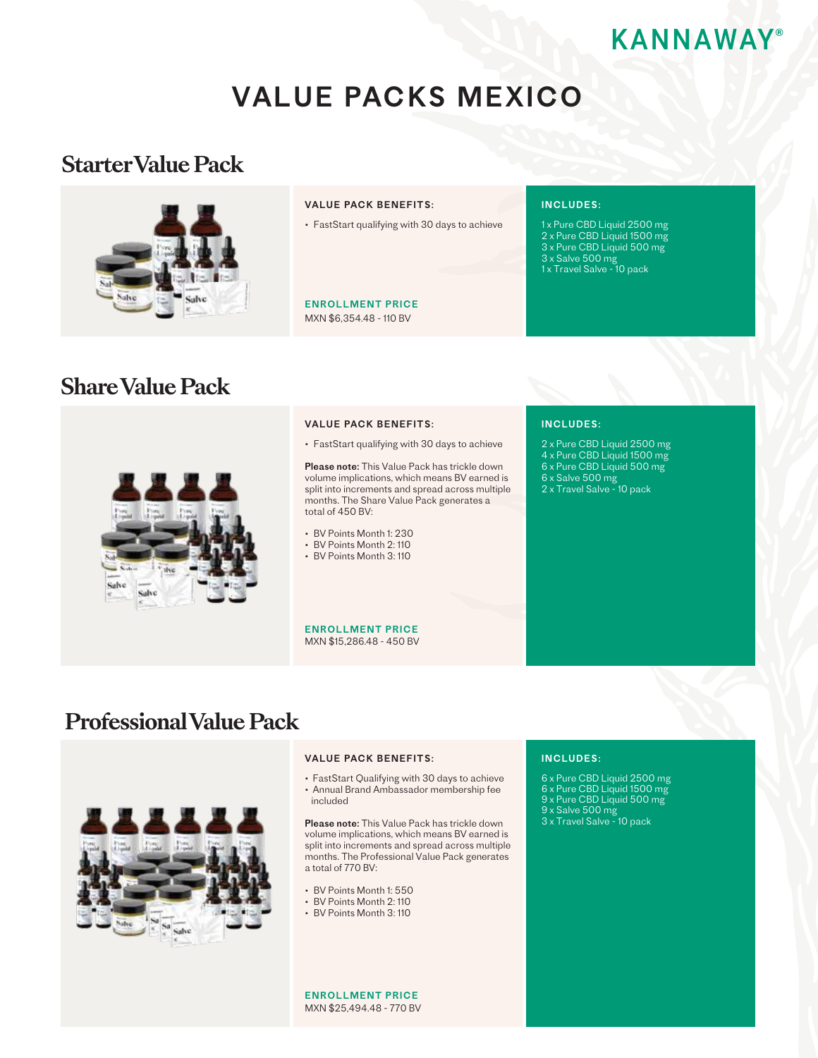KANNAWAY®

# VALUE PACKS MEXICO

## Starter Value Pack

**VALUE PACK BENEFITS:**

- FastStart qualifying with 30 days to achieve

**ENROLLMENT PRICE**
MXN $6,354.48 - 110 BV

**INCLUDES:**

1 x Pure CBD Liquid 2500 mg
2 x Pure CBD Liquid 1500 mg
3 x Pure CBD Liquid 500 mg
3 x Salve 500 mg
1 x Travel Salve - 10 pack

## Share Value Pack

**VALUE PACK BENEFITS:**

- FastStart qualifying with 30 days to achieve

**Please note:** This Value Pack has trickle down volume implications, which means BV earned is split into increments and spread across multiple months. The Share Value Pack generates a total of 450 BV:

- BV Points Month 1: 230
- BV Points Month 2: 110
- BV Points Month 3: 110

**ENROLLMENT PRICE**
MXN $15,286.48 - 450 BV

**INCLUDES:**

2 x Pure CBD Liquid 2500 mg
4 x Pure CBD Liquid 1500 mg
6 x Pure CBD Liquid 500 mg
6 x Salve 500 mg
2 x Travel Salve - 10 pack

## Professional Value Pack

**VALUE PACK BENEFITS:**

- FastStart Qualifying with 30 days to achieve
- Annual Brand Ambassador membership fee included

**Please note:** This Value Pack has trickle down volume implications, which means BV earned is split into increments and spread across multiple months. The Professional Value Pack generates a total of 770 BV:

- BV Points Month 1: 550
- BV Points Month 2: 110
- BV Points Month 3: 110

**ENROLLMENT PRICE**
MXN $25,494.48 - 770 BV

**INCLUDES:**

6 x Pure CBD Liquid 2500 mg
6 x Pure CBD Liquid 1500 mg
9 x Pure CBD Liquid 500 mg
9 x Salve 500 mg
3 x Travel Salve - 10 pack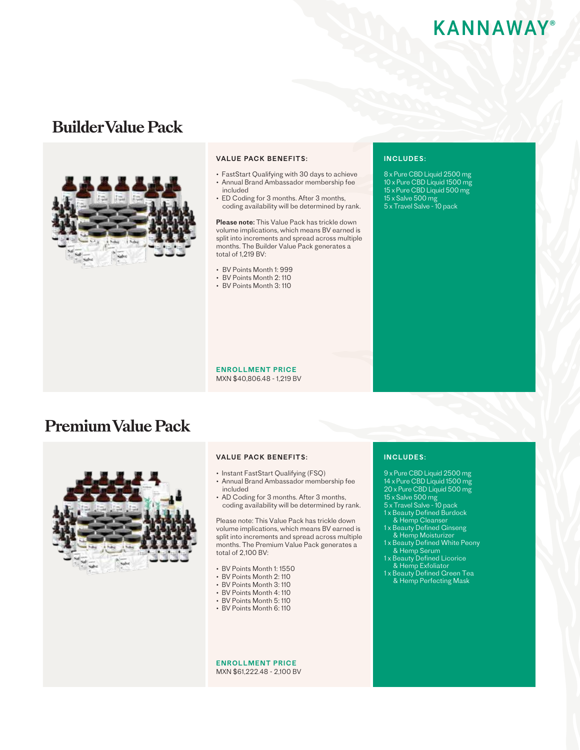# Builder Value Pack

**VALUE PACK BENEFITS:**

- FastStart Qualifying with 30 days to achieve
- Annual Brand Ambassador membership fee included
- ED Coding for 3 months. After 3 months, coding availability will be determined by rank.

**Please note:** This Value Pack has trickle down volume implications, which means BV earned is split into increments and spread across multiple months. The Builder Value Pack generates a total of 1,219 BV:

- BV Points Month 1: 999
- BV Points Month 2: 110
- BV Points Month 3: 110

**ENROLLMENT PRICE**
MXN $40,806.48 - 1,219 BV

**INCLUDES:**

8 x Pure CBD Liquid 2500 mg
10 x Pure CBD Liquid 1500 mg
15 x Pure CBD Liquid 500 mg
15 x Salve 500 mg
5 x Travel Salve - 10 pack

# Premium Value Pack

**VALUE PACK BENEFITS:**

- Instant FastStart Qualifying (FSQ)
- Annual Brand Ambassador membership fee included
- AD Coding for 3 months. After 3 months, coding availability will be determined by rank.

Please note: This Value Pack has trickle down volume implications, which means BV earned is split into increments and spread across multiple months. The Premium Value Pack generates a total of 2,100 BV:

- BV Points Month 1: 1550
- BV Points Month 2: 110
- BV Points Month 3: 110
- BV Points Month 4: 110
- BV Points Month 5: 110
- BV Points Month 6: 110

**ENROLLMENT PRICE**
MXN $61,222.48 - 2,100 BV

**INCLUDES:**

9 x Pure CBD Liquid 2500 mg
14 x Pure CBD Liquid 1500 mg
20 x Pure CBD Liquid 500 mg
15 x Salve 500 mg
5 x Travel Salve - 10 pack
1 x Beauty Defined Burdock & Hemp Cleanser
1 x Beauty Defined Ginseng & Hemp Moisturizer
1 x Beauty Defined White Peony & Hemp Serum
1 x Beauty Defined Licorice & Hemp Exfoliator
1 x Beauty Defined Green Tea & Hemp Perfecting Mask